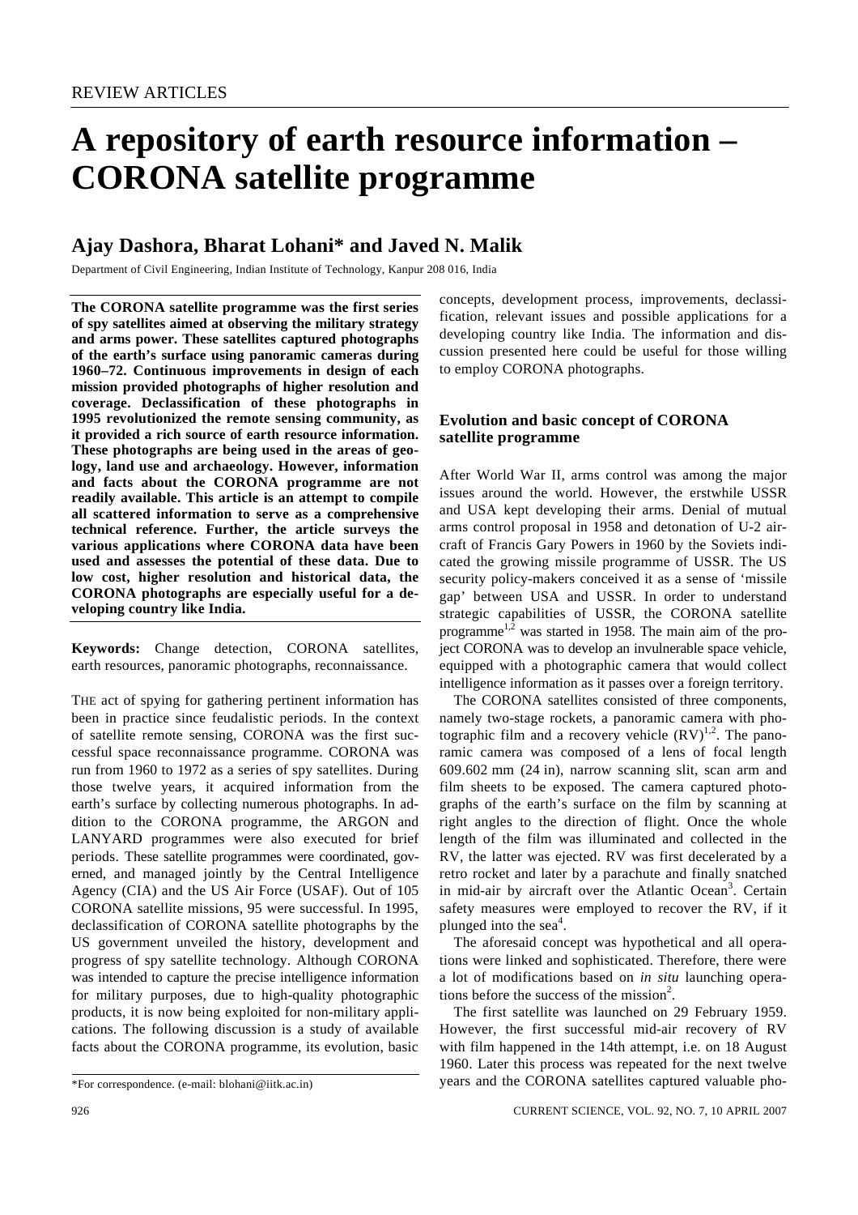REVIEW ARTICLES

# A repository of earth resource information – CORONA satellite programme

## Ajay Dashora, Bharat Lohani* and Javed N. Malik

Department of Civil Engineering, Indian Institute of Technology, Kanpur 208 016, India

**The CORONA satellite programme was the first series of spy satellites aimed at observing the military strategy and arms power. These satellites captured photographs of the earth's surface using panoramic cameras during 1960–72. Continuous improvements in design of each mission provided photographs of higher resolution and coverage. Declassification of these photographs in 1995 revolutionized the remote sensing community, as it provided a rich source of earth resource information. These photographs are being used in the areas of geology, land use and archaeology. However, information and facts about the CORONA programme are not readily available. This article is an attempt to compile all scattered information to serve as a comprehensive technical reference. Further, the article surveys the various applications where CORONA data have been used and assesses the potential of these data. Due to low cost, higher resolution and historical data, the CORONA photographs are especially useful for a developing country like India.**

**Keywords:** Change detection, CORONA satellites, earth resources, panoramic photographs, reconnaissance.

THE act of spying for gathering pertinent information has been in practice since feudalistic periods. In the context of satellite remote sensing, CORONA was the first successful space reconnaissance programme. CORONA was run from 1960 to 1972 as a series of spy satellites. During those twelve years, it acquired information from the earth's surface by collecting numerous photographs. In addition to the CORONA programme, the ARGON and LANYARD programmes were also executed for brief periods. These satellite programmes were coordinated, governed, and managed jointly by the Central Intelligence Agency (CIA) and the US Air Force (USAF). Out of 105 CORONA satellite missions, 95 were successful. In 1995, declassification of CORONA satellite photographs by the US government unveiled the history, development and progress of spy satellite technology. Although CORONA was intended to capture the precise intelligence information for military purposes, due to high-quality photographic products, it is now being exploited for non-military applications. The following discussion is a study of available facts about the CORONA programme, its evolution, basic concepts, development process, improvements, declassification, relevant issues and possible applications for a developing country like India. The information and discussion presented here could be useful for those willing to employ CORONA photographs.

### Evolution and basic concept of CORONA satellite programme

After World War II, arms control was among the major issues around the world. However, the erstwhile USSR and USA kept developing their arms. Denial of mutual arms control proposal in 1958 and detonation of U-2 aircraft of Francis Gary Powers in 1960 by the Soviets indicated the growing missile programme of USSR. The US security policy-makers conceived it as a sense of 'missile gap' between USA and USSR. In order to understand strategic capabilities of USSR, the CORONA satellite programme[1,2] was started in 1958. The main aim of the project CORONA was to develop an invulnerable space vehicle, equipped with a photographic camera that would collect intelligence information as it passes over a foreign territory.

The CORONA satellites consisted of three components, namely two-stage rockets, a panoramic camera with photographic film and a recovery vehicle (RV)[1,2]. The panoramic camera was composed of a lens of focal length 609.602 mm (24 in), narrow scanning slit, scan arm and film sheets to be exposed. The camera captured photographs of the earth's surface on the film by scanning at right angles to the direction of flight. Once the whole length of the film was illuminated and collected in the RV, the latter was ejected. RV was first decelerated by a retro rocket and later by a parachute and finally snatched in mid-air by aircraft over the Atlantic Ocean[3]. Certain safety measures were employed to recover the RV, if it plunged into the sea[4].

The aforesaid concept was hypothetical and all operations were linked and sophisticated. Therefore, there were a lot of modifications based on *in situ* launching operations before the success of the mission[2].

The first satellite was launched on 29 February 1959. However, the first successful mid-air recovery of RV with film happened in the 14th attempt, i.e. on 18 August 1960. Later this process was repeated for the next twelve years and the CORONA satellites captured valuable pho-

*For correspondence. (e-mail: blohani@iitk.ac.in)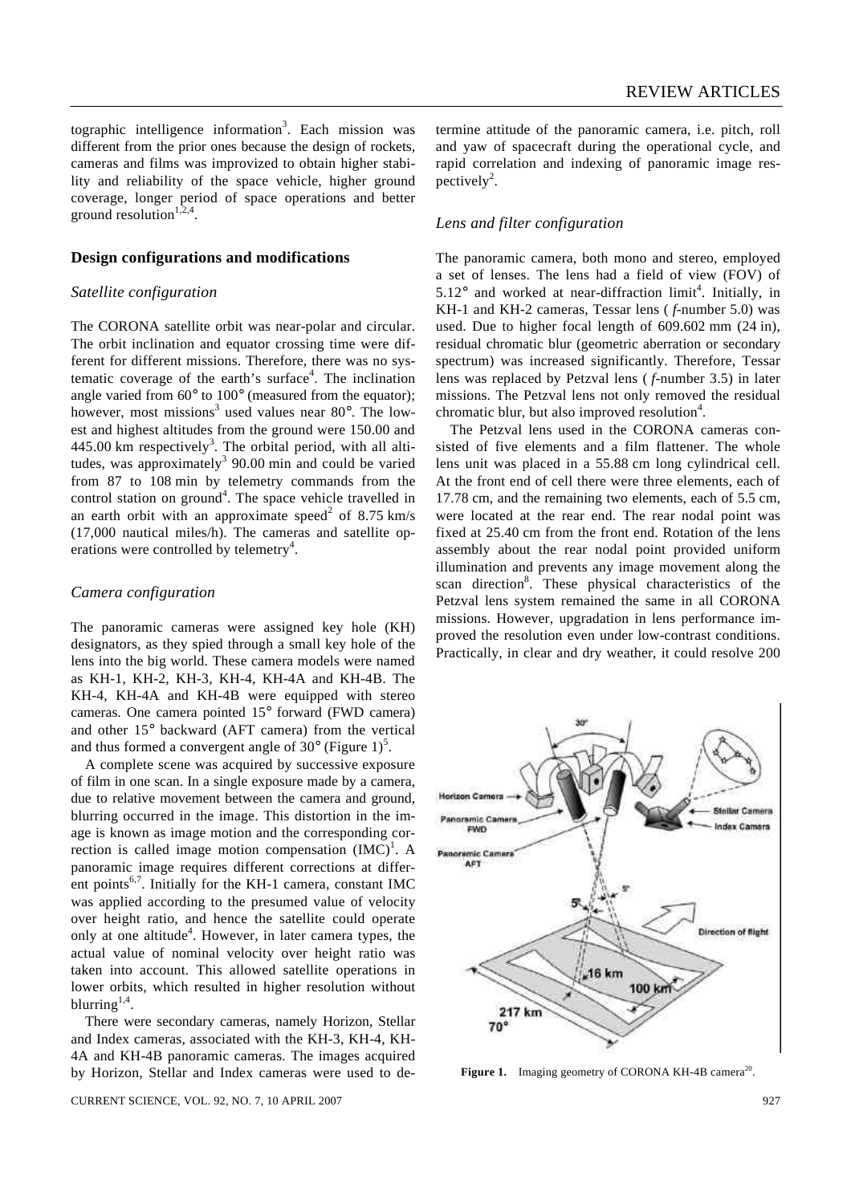tographic intelligence information[3]. Each mission was different from the prior ones because the design of rockets, cameras and films was improvized to obtain higher stability and reliability of the space vehicle, higher ground coverage, longer period of space operations and better ground resolution[1,2,4].

## Design configurations and modifications

### *Satellite configuration*

The CORONA satellite orbit was near-polar and circular. The orbit inclination and equator crossing time were different for different missions. Therefore, there was no systematic coverage of the earth's surface[4]. The inclination angle varied from 60° to 100° (measured from the equator); however, most missions[3] used values near 80°. The lowest and highest altitudes from the ground were 150.00 and 445.00 km respectively[3]. The orbital period, with all altitudes, was approximately[3] 90.00 min and could be varied from 87 to 108 min by telemetry commands from the control station on ground[4]. The space vehicle travelled in an earth orbit with an approximate speed[2] of 8.75 km/s (17,000 nautical miles/h). The cameras and satellite operations were controlled by telemetry[4].

### *Camera configuration*

The panoramic cameras were assigned key hole (KH) designators, as they spied through a small key hole of the lens into the big world. These camera models were named as KH-1, KH-2, KH-3, KH-4, KH-4A and KH-4B. The KH-4, KH-4A and KH-4B were equipped with stereo cameras. One camera pointed 15° forward (FWD camera) and other 15° backward (AFT camera) from the vertical and thus formed a convergent angle of 30° (Figure 1)[5].

A complete scene was acquired by successive exposure of film in one scan. In a single exposure made by a camera, due to relative movement between the camera and ground, blurring occurred in the image. This distortion in the image is known as image motion and the corresponding correction is called image motion compensation (IMC)[1]. A panoramic image requires different corrections at different points[6,7]. Initially for the KH-1 camera, constant IMC was applied according to the presumed value of velocity over height ratio, and hence the satellite could operate only at one altitude[4]. However, in later camera types, the actual value of nominal velocity over height ratio was taken into account. This allowed satellite operations in lower orbits, which resulted in higher resolution without blurring[1,4].

There were secondary cameras, namely Horizon, Stellar and Index cameras, associated with the KH-3, KH-4, KH-4A and KH-4B panoramic cameras. The images acquired by Horizon, Stellar and Index cameras were used to determine attitude of the panoramic camera, i.e. pitch, roll and yaw of spacecraft during the operational cycle, and rapid correlation and indexing of panoramic image respectively[2].

### *Lens and filter configuration*

The panoramic camera, both mono and stereo, employed a set of lenses. The lens had a field of view (FOV) of 5.12° and worked at near-diffraction limit[4]. Initially, in KH-1 and KH-2 cameras, Tessar lens ( *f*-number 5.0) was used. Due to higher focal length of 609.602 mm (24 in), residual chromatic blur (geometric aberration or secondary spectrum) was increased significantly. Therefore, Tessar lens was replaced by Petzval lens ( *f*-number 3.5) in later missions. The Petzval lens not only removed the residual chromatic blur, but also improved resolution[4].

The Petzval lens used in the CORONA cameras consisted of five elements and a film flattener. The whole lens unit was placed in a 55.88 cm long cylindrical cell. At the front end of cell there were three elements, each of 17.78 cm, and the remaining two elements, each of 5.5 cm, were located at the rear end. The rear nodal point was fixed at 25.40 cm from the front end. Rotation of the lens assembly about the rear nodal point provided uniform illumination and prevents any image movement along the scan direction[8]. These physical characteristics of the Petzval lens system remained the same in all CORONA missions. However, upgradation in lens performance improved the resolution even under low-contrast conditions. Practically, in clear and dry weather, it could resolve 200

30°
Horizon Camera
Panoramic Camera FWD
Panoramic Camera AFT
Stellar Camera
Index Camera
5°
5°
Direction of flight
16 km
100 km
217 km
70°

**Figure 1.** Imaging geometry of CORONA KH-4B camera[20].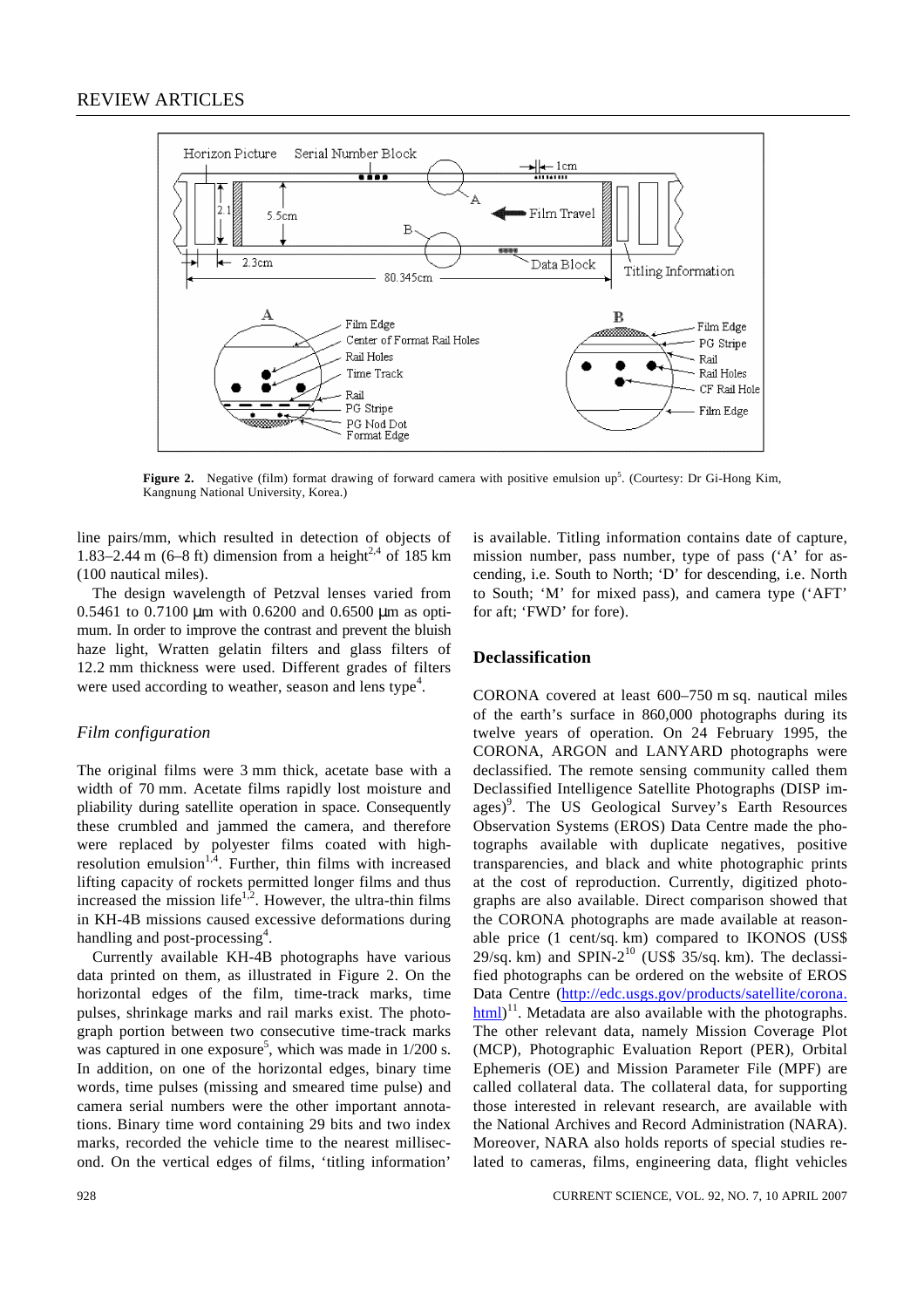Horizon Picture

Serial Number Block

1cm

A

Film Travel

2.1

5.5cm

B

Data Block

Titling Information

2.3cm

80.345cm

A

Film Edge

Center of Format Rail Holes

Rail Holes

Time Track

Rail

PG Stripe

PG Nod Dot

Format Edge

B

Film Edge

PG Stripe

Rail

Rail Holes

CF Rail Hole

Film Edge

**Figure 2.** Negative (film) format drawing of forward camera with positive emulsion up[5]. (Courtesy: Dr Gi-Hong Kim, Kangnung National University, Korea.)

line pairs/mm, which resulted in detection of objects of 1.83–2.44 m (6–8 ft) dimension from a height[2,4] of 185 km (100 nautical miles).

The design wavelength of Petzval lenses varied from 0.5461 to 0.7100 μm with 0.6200 and 0.6500 μm as optimum. In order to improve the contrast and prevent the bluish haze light, Wratten gelatin filters and glass filters of 12.2 mm thickness were used. Different grades of filters were used according to weather, season and lens type[4].

### *Film configuration*

The original films were 3 mm thick, acetate base with a width of 70 mm. Acetate films rapidly lost moisture and pliability during satellite operation in space. Consequently these crumbled and jammed the camera, and therefore were replaced by polyester films coated with high-resolution emulsion[1,4]. Further, thin films with increased lifting capacity of rockets permitted longer films and thus increased the mission life[1,2]. However, the ultra-thin films in KH-4B missions caused excessive deformations during handling and post-processing[4].

Currently available KH-4B photographs have various data printed on them, as illustrated in Figure 2. On the horizontal edges of the film, time-track marks, time pulses, shrinkage marks and rail marks exist. The photograph portion between two consecutive time-track marks was captured in one exposure[5], which was made in 1/200 s. In addition, on one of the horizontal edges, binary time words, time pulses (missing and smeared time pulse) and camera serial numbers were the other important annotations. Binary time word containing 29 bits and two index marks, recorded the vehicle time to the nearest millisecond. On the vertical edges of films, 'titling information' is available. Titling information contains date of capture, mission number, pass number, type of pass ('A' for ascending, i.e. South to North; 'D' for descending, i.e. North to South; 'M' for mixed pass), and camera type ('AFT' for aft; 'FWD' for fore).

## Declassification

CORONA covered at least 600–750 m sq. nautical miles of the earth's surface in 860,000 photographs during its twelve years of operation. On 24 February 1995, the CORONA, ARGON and LANYARD photographs were declassified. The remote sensing community called them Declassified Intelligence Satellite Photographs (DISP images)[9]. The US Geological Survey's Earth Resources Observation Systems (EROS) Data Centre made the photographs available with duplicate negatives, positive transparencies, and black and white photographic prints at the cost of reproduction. Currently, digitized photographs are also available. Direct comparison showed that the CORONA photographs are made available at reasonable price (1 cent/sq. km) compared to IKONOS (US$ 29/sq. km) and SPIN-2[10] (US$ 35/sq. km). The declassified photographs can be ordered on the website of EROS Data Centre (http://edc.usgs.gov/products/satellite/corona.html)[11]. Metadata are also available with the photographs. The other relevant data, namely Mission Coverage Plot (MCP), Photographic Evaluation Report (PER), Orbital Ephemeris (OE) and Mission Parameter File (MPF) are called collateral data. The collateral data, for supporting those interested in relevant research, are available with the National Archives and Record Administration (NARA). Moreover, NARA also holds reports of special studies related to cameras, films, engineering data, flight vehicles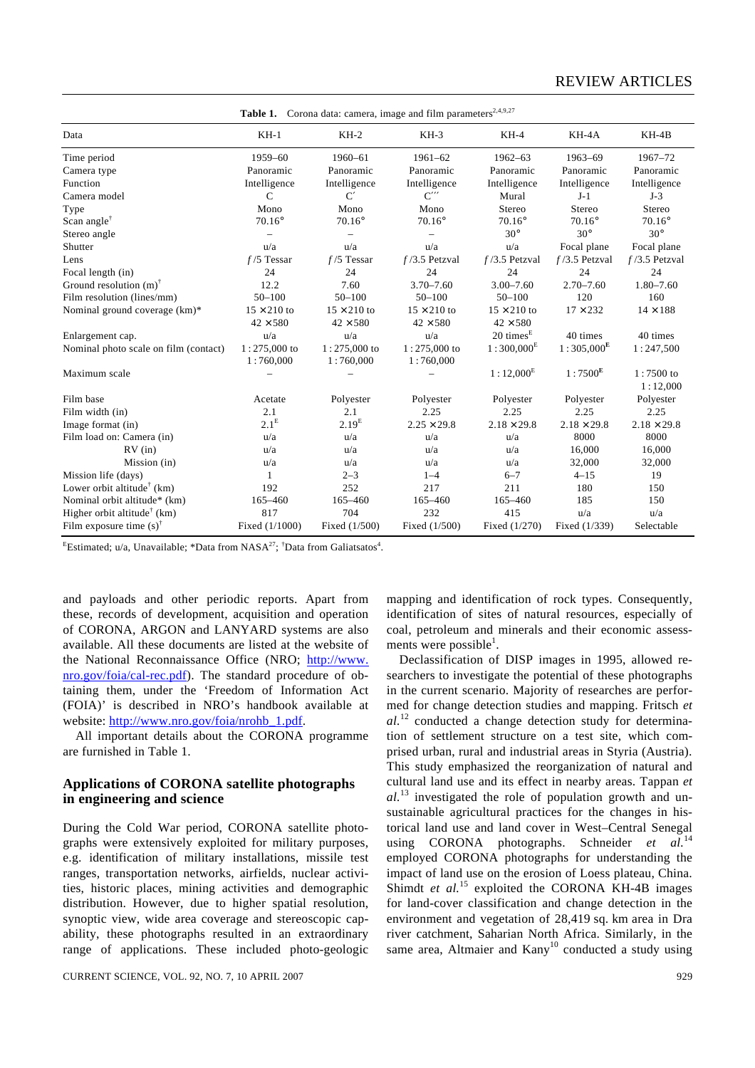**Table 1.** Corona data: camera, image and film parameters[2,4,9,27]

| Data | KH-1 | KH-2 | KH-3 | KH-4 | KH-4A | KH-4B |
|---|---|---|---|---|---|---|
| Time period | 1959–60 | 1960–61 | 1961–62 | 1962–63 | 1963–69 | 1967–72 |
| Camera type | Panoramic | Panoramic | Panoramic | Panoramic | Panoramic | Panoramic |
| Function | Intelligence | Intelligence | Intelligence | Intelligence | Intelligence | Intelligence |
| Camera model | C | C′ | C′′′ | Mural | J-1 | J-3 |
| Type | Mono | Mono | Mono | Stereo | Stereo | Stereo |
| Scan angle[†] | 70.16° | 70.16° | 70.16° | 70.16° | 70.16° | 70.16° |
| Stereo angle | – | – | – | 30° | 30° | 30° |
| Shutter | u/a | u/a | u/a | u/a | Focal plane | Focal plane |
| Lens | f /5 Tessar | f /5 Tessar | f /3.5 Petzval | f /3.5 Petzval | f /3.5 Petzval | f /3.5 Petzval |
| Focal length (in) | 24 | 24 | 24 | 24 | 24 | 24 |
| Ground resolution (m)[†] | 12.2 | 7.60 | 3.70–7.60 | 3.00–7.60 | 2.70–7.60 | 1.80–7.60 |
| Film resolution (lines/mm) | 50–100 | 50–100 | 50–100 | 50–100 | 120 | 160 |
| Nominal ground coverage (km)* | 15 × 210 to 42 × 580 | 15 × 210 to 42 × 580 | 15 × 210 to 42 × 580 | 15 × 210 to 42 × 580 | 17 × 232 | 14 × 188 |
| Enlargement cap. | u/a | u/a | u/a | 20 times[E] | 40 times | 40 times |
| Nominal photo scale on film (contact) | 1 : 275,000 to 1 : 760,000 | 1 : 275,000 to 1 : 760,000 | 1 : 275,000 to 1 : 760,000 | 1 : 300,000[E] | 1 : 305,000[E] | 1 : 247,500 |
| Maximum scale | – | – | – | 1 : 12,000[E] | 1 : 7500[E] | 1 : 7500 to 1 : 12,000 |
| Film base | Acetate | Polyester | Polyester | Polyester | Polyester | Polyester |
| Film width (in) | 2.1 | 2.1 | 2.25 | 2.25 | 2.25 | 2.25 |
| Image format (in) | 2.1[E] | 2.19[E] | 2.25 × 29.8 | 2.18 × 29.8 | 2.18 × 29.8 | 2.18 × 29.8 |
| Film load on: Camera (in) | u/a | u/a | u/a | u/a | 8000 | 8000 |
| RV (in) | u/a | u/a | u/a | u/a | 16,000 | 16,000 |
| Mission (in) | u/a | u/a | u/a | u/a | 32,000 | 32,000 |
| Mission life (days) | 1 | 2–3 | 1–4 | 6–7 | 4–15 | 19 |
| Lower orbit altitude[†] (km) | 192 | 252 | 217 | 211 | 180 | 150 |
| Nominal orbit altitude* (km) | 165–460 | 165–460 | 165–460 | 165–460 | 185 | 150 |
| Higher orbit altitude[†] (km) | 817 | 704 | 232 | 415 | u/a | u/a |
| Film exposure time (s)[†] | Fixed (1/1000) | Fixed (1/500) | Fixed (1/500) | Fixed (1/270) | Fixed (1/339) | Selectable |

[E]Estimated; u/a, Unavailable; *Data from NASA[27]; [†]Data from Galiatsatos[4].

and payloads and other periodic reports. Apart from these, records of development, acquisition and operation of CORONA, ARGON and LANYARD systems are also available. All these documents are listed at the website of the National Reconnaissance Office (NRO; http://www.nro.gov/foia/cal-rec.pdf). The standard procedure of obtaining them, under the 'Freedom of Information Act (FOIA)' is described in NRO's handbook available at website: http://www.nro.gov/foia/nrohb_1.pdf.

All important details about the CORONA programme are furnished in Table 1.

## Applications of CORONA satellite photographs in engineering and science

During the Cold War period, CORONA satellite photographs were extensively exploited for military purposes, e.g. identification of military installations, missile test ranges, transportation networks, airfields, nuclear activities, historic places, mining activities and demographic distribution. However, due to higher spatial resolution, synoptic view, wide area coverage and stereoscopic capability, these photographs resulted in an extraordinary range of applications. These included photo-geologic mapping and identification of rock types. Consequently, identification of sites of natural resources, especially of coal, petroleum and minerals and their economic assessments were possible[1].

Declassification of DISP images in 1995, allowed researchers to investigate the potential of these photographs in the current scenario. Majority of researches are performed for change detection studies and mapping. Fritsch *et al.*[12] conducted a change detection study for determination of settlement structure on a test site, which comprised urban, rural and industrial areas in Styria (Austria). This study emphasized the reorganization of natural and cultural land use and its effect in nearby areas. Tappan *et al.*[13] investigated the role of population growth and unsustainable agricultural practices for the changes in historical land use and land cover in West–Central Senegal using CORONA photographs. Schneider *et al.*[14] employed CORONA photographs for understanding the impact of land use on the erosion of Loess plateau, China. Shimdt *et al.*[15] exploited the CORONA KH-4B images for land-cover classification and change detection in the environment and vegetation of 28,419 sq. km area in Dra river catchment, Saharian North Africa. Similarly, in the same area, Altmaier and Kany[10] conducted a study using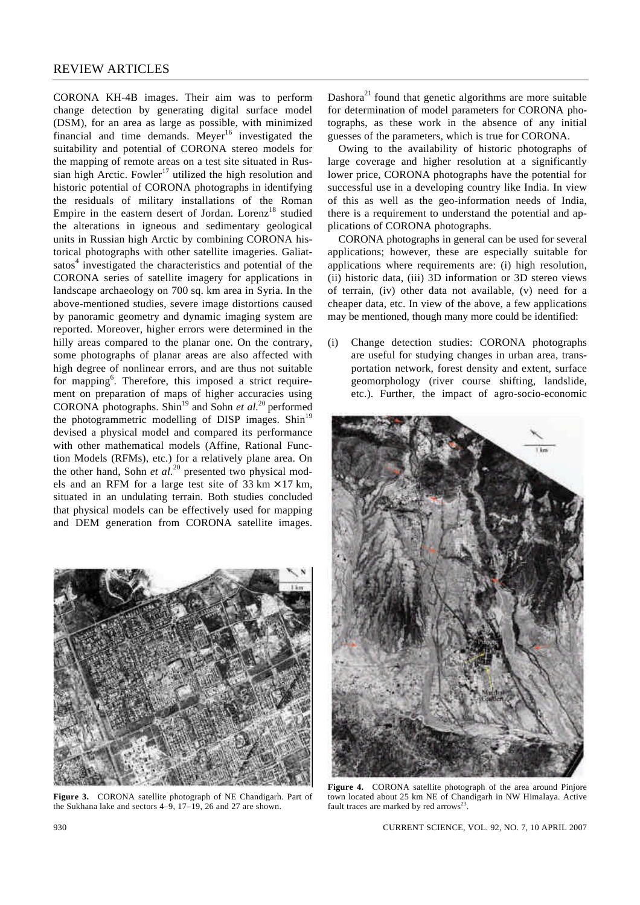CORONA KH-4B images. Their aim was to perform change detection by generating digital surface model (DSM), for an area as large as possible, with minimized financial and time demands. Meyer[16] investigated the suitability and potential of CORONA stereo models for the mapping of remote areas on a test site situated in Russian high Arctic. Fowler[17] utilized the high resolution and historic potential of CORONA photographs in identifying the residuals of military installations of the Roman Empire in the eastern desert of Jordan. Lorenz[18] studied the alterations in igneous and sedimentary geological units in Russian high Arctic by combining CORONA historical photographs with other satellite imageries. Galiatsatos[4] investigated the characteristics and potential of the CORONA series of satellite imagery for applications in landscape archaeology on 700 sq. km area in Syria. In the above-mentioned studies, severe image distortions caused by panoramic geometry and dynamic imaging system are reported. Moreover, higher errors were determined in the hilly areas compared to the planar one. On the contrary, some photographs of planar areas are also affected with high degree of nonlinear errors, and are thus not suitable for mapping[6]. Therefore, this imposed a strict requirement on preparation of maps of higher accuracies using CORONA photographs. Shin[19] and Sohn *et al.*[20] performed the photogrammetric modelling of DISP images. Shin[19] devised a physical model and compared its performance with other mathematical models (Affine, Rational Function Models (RFMs), etc.) for a relatively plane area. On the other hand, Sohn *et al.*[20] presented two physical models and an RFM for a large test site of 33 km × 17 km, situated in an undulating terrain. Both studies concluded that physical models can be effectively used for mapping and DEM generation from CORONA satellite images. Dashora[21] found that genetic algorithms are more suitable for determination of model parameters for CORONA photographs, as these work in the absence of any initial guesses of the parameters, which is true for CORONA.

Owing to the availability of historic photographs of large coverage and higher resolution at a significantly lower price, CORONA photographs have the potential for successful use in a developing country like India. In view of this as well as the geo-information needs of India, there is a requirement to understand the potential and applications of CORONA photographs.

CORONA photographs in general can be used for several applications; however, these are especially suitable for applications where requirements are: (i) high resolution, (ii) historic data, (iii) 3D information or 3D stereo views of terrain, (iv) other data not available, (v) need for a cheaper data, etc. In view of the above, a few applications may be mentioned, though many more could be identified:

(i) Change detection studies: CORONA photographs are useful for studying changes in urban area, transportation network, forest density and extent, surface geomorphology (river course shifting, landslide, etc.). Further, the impact of agro-socio-economic

**Figure 3.** CORONA satellite photograph of NE Chandigarh. Part of the Sukhana lake and sectors 4–9, 17–19, 26 and 27 are shown.

**Figure 4.** CORONA satellite photograph of the area around Pinjore town located about 25 km NE of Chandigarh in NW Himalaya. Active fault traces are marked by red arrows[23].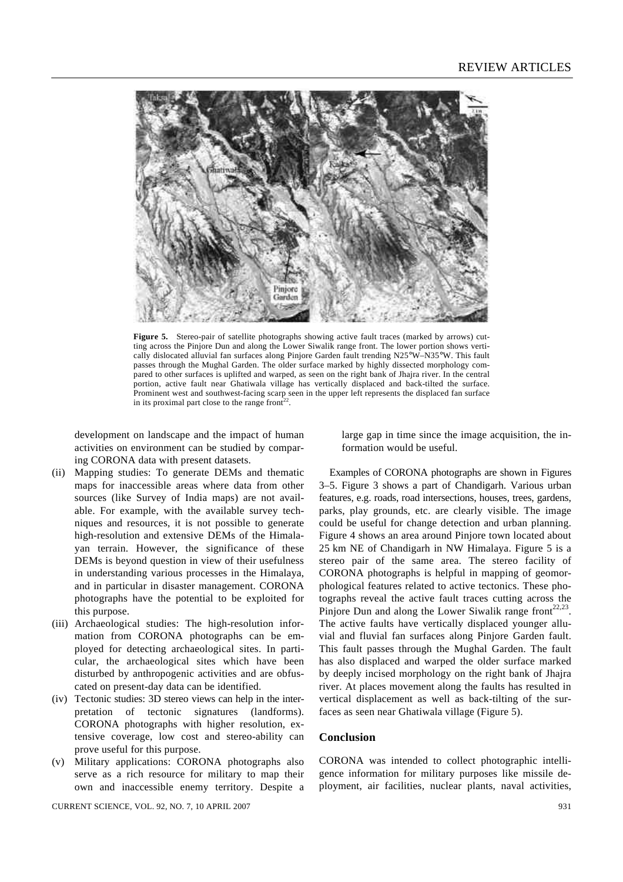**Figure 5.** Stereo-pair of satellite photographs showing active fault traces (marked by arrows) cutting across the Pinjore Dun and along the Lower Siwalik range front. The lower portion shows vertically dislocated alluvial fan surfaces along Pinjore Garden fault trending N25°W–N35°W. This fault passes through the Mughal Garden. The older surface marked by highly dissected morphology compared to other surfaces is uplifted and warped, as seen on the right bank of Jhajra river. In the central portion, active fault near Ghatiwala village has vertically displaced and back-tilted the surface. Prominent west and southwest-facing scarp seen in the upper left represents the displaced fan surface in its proximal part close to the range front[22].

development on landscape and the impact of human activities on environment can be studied by comparing CORONA data with present datasets.

(ii) Mapping studies: To generate DEMs and thematic maps for inaccessible areas where data from other sources (like Survey of India maps) are not available. For example, with the available survey techniques and resources, it is not possible to generate high-resolution and extensive DEMs of the Himalayan terrain. However, the significance of these DEMs is beyond question in view of their usefulness in understanding various processes in the Himalaya, and in particular in disaster management. CORONA photographs have the potential to be exploited for this purpose.

(iii) Archaeological studies: The high-resolution information from CORONA photographs can be employed for detecting archaeological sites. In particular, the archaeological sites which have been disturbed by anthropogenic activities and are obfuscated on present-day data can be identified.

(iv) Tectonic studies: 3D stereo views can help in the interpretation of tectonic signatures (landforms). CORONA photographs with higher resolution, extensive coverage, low cost and stereo-ability can prove useful for this purpose.

(v) Military applications: CORONA photographs also serve as a rich resource for military to map their own and inaccessible enemy territory. Despite a large gap in time since the image acquisition, the information would be useful.

Examples of CORONA photographs are shown in Figures 3–5. Figure 3 shows a part of Chandigarh. Various urban features, e.g. roads, road intersections, houses, trees, gardens, parks, play grounds, etc. are clearly visible. The image could be useful for change detection and urban planning. Figure 4 shows an area around Pinjore town located about 25 km NE of Chandigarh in NW Himalaya. Figure 5 is a stereo pair of the same area. The stereo facility of CORONA photographs is helpful in mapping of geomorphological features related to active tectonics. These photographs reveal the active fault traces cutting across the Pinjore Dun and along the Lower Siwalik range front[22,23]. The active faults have vertically displaced younger alluvial and fluvial fan surfaces along Pinjore Garden fault. This fault passes through the Mughal Garden. The fault has also displaced and warped the older surface marked by deeply incised morphology on the right bank of Jhajra river. At places movement along the faults has resulted in vertical displacement as well as back-tilting of the surfaces as seen near Ghatiwala village (Figure 5).

## Conclusion

CORONA was intended to collect photographic intelligence information for military purposes like missile deployment, air facilities, nuclear plants, naval activities,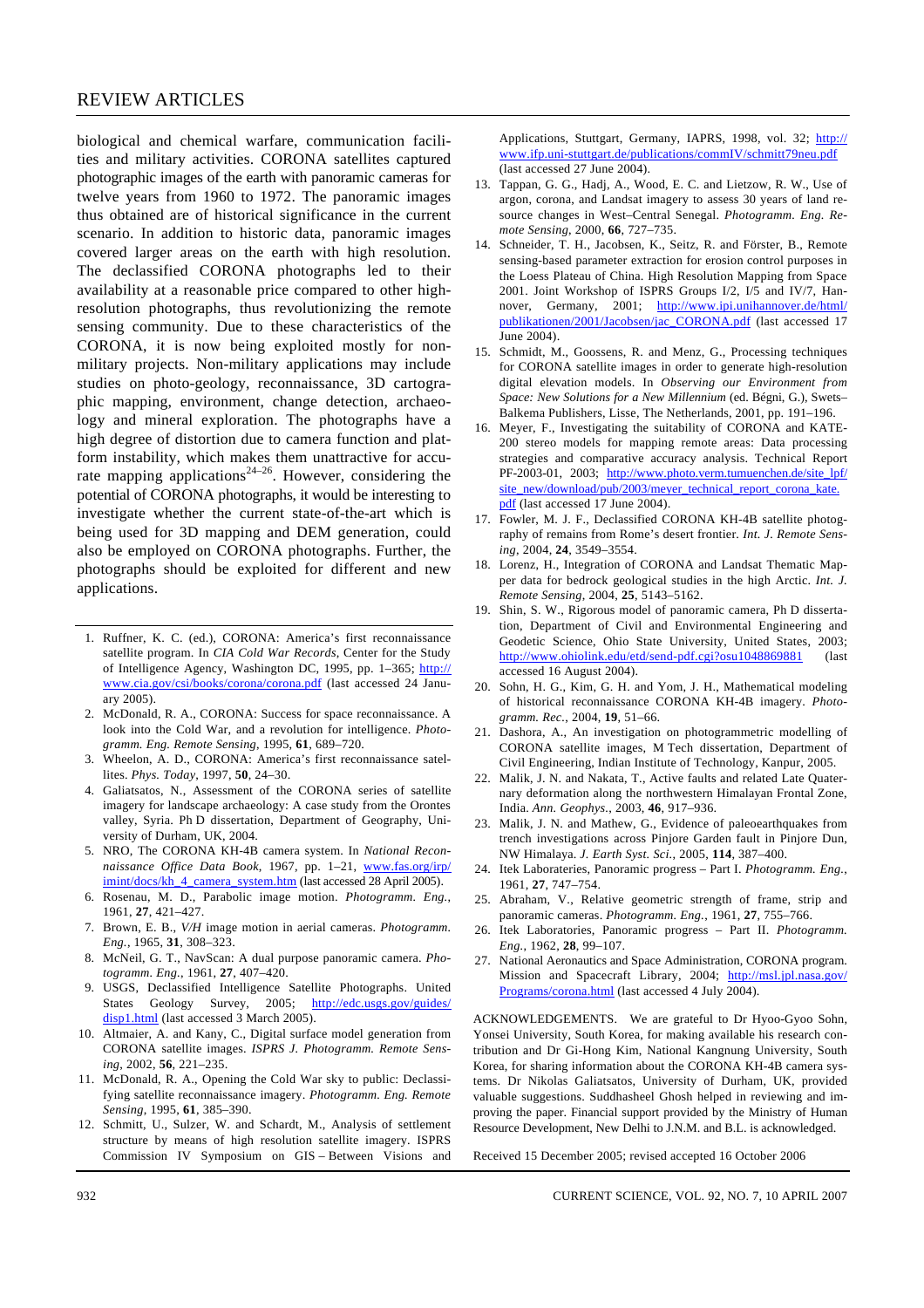biological and chemical warfare, communication facilities and military activities. CORONA satellites captured photographic images of the earth with panoramic cameras for twelve years from 1960 to 1972. The panoramic images thus obtained are of historical significance in the current scenario. In addition to historic data, panoramic images covered larger areas on the earth with high resolution. The declassified CORONA photographs led to their availability at a reasonable price compared to other high-resolution photographs, thus revolutionizing the remote sensing community. Due to these characteristics of the CORONA, it is now being exploited mostly for non-military projects. Non-military applications may include studies on photo-geology, reconnaissance, 3D cartographic mapping, environment, change detection, archaeology and mineral exploration. The photographs have a high degree of distortion due to camera function and platform instability, which makes them unattractive for accurate mapping applications[24–26]. However, considering the potential of CORONA photographs, it would be interesting to investigate whether the current state-of-the-art which is being used for 3D mapping and DEM generation, could also be employed on CORONA photographs. Further, the photographs should be exploited for different and new applications.

1. Ruffner, K. C. (ed.), CORONA: America's first reconnaissance satellite program. In *CIA Cold War Records*, Center for the Study of Intelligence Agency, Washington DC, 1995, pp. 1–365; http://www.cia.gov/csi/books/corona/corona.pdf (last accessed 24 January 2005).
2. McDonald, R. A., CORONA: Success for space reconnaissance. A look into the Cold War, and a revolution for intelligence. *Photogramm. Eng. Remote Sensing*, 1995, **61**, 689–720.
3. Wheelon, A. D., CORONA: America's first reconnaissance satellites. *Phys. Today*, 1997, **50**, 24–30.
4. Galiatsatos, N., Assessment of the CORONA series of satellite imagery for landscape archaeology: A case study from the Orontes valley, Syria. Ph D dissertation, Department of Geography, University of Durham, UK, 2004.
5. NRO, The CORONA KH-4B camera system. In *National Reconnaissance Office Data Book*, 1967, pp. 1–21, www.fas.org/irp/imint/docs/kh_4_camera_system.htm (last accessed 28 April 2005).
6. Rosenau, M. D., Parabolic image motion. *Photogramm. Eng.*, 1961, **27**, 421–427.
7. Brown, E. B., *V/H* image motion in aerial cameras. *Photogramm. Eng.*, 1965, **31**, 308–323.
8. McNeil, G. T., NavScan: A dual purpose panoramic camera. *Photogramm. Eng.*, 1961, **27**, 407–420.
9. USGS, Declassified Intelligence Satellite Photographs. United States Geology Survey, 2005; http://edc.usgs.gov/guides/disp1.html (last accessed 3 March 2005).
10. Altmaier, A. and Kany, C., Digital surface model generation from CORONA satellite images. *ISPRS J. Photogramm. Remote Sensing*, 2002, **56**, 221–235.
11. McDonald, R. A., Opening the Cold War sky to public: Declassifying satellite reconnaissance imagery. *Photogramm. Eng. Remote Sensing*, 1995, **61**, 385–390.
12. Schmitt, U., Sulzer, W. and Schardt, M., Analysis of settlement structure by means of high resolution satellite imagery. ISPRS Commission IV Symposium on GIS – Between Visions and Applications, Stuttgart, Germany, IAPRS, 1998, vol. 32; http://www.ifp.uni-stuttgart.de/publications/commIV/schmitt79neu.pdf (last accessed 27 June 2004).
13. Tappan, G. G., Hadj, A., Wood, E. C. and Lietzow, R. W., Use of argon, corona, and Landsat imagery to assess 30 years of land resource changes in West–Central Senegal. *Photogram. Eng. Remote Sensing*, 2000, **66**, 727–735.
14. Schneider, T. H., Jacobsen, K., Seitz, R. and Förster, B., Remote sensing-based parameter extraction for erosion control purposes in the Loess Plateau of China. High Resolution Mapping from Space 2001. Joint Workshop of ISPRS Groups I/2, I/5 and IV/7, Hannover, Germany, 2001; http://www.ipi.unihannover.de/html/publikationen/2001/Jacobsen/jac_CORONA.pdf (last accessed 17 June 2004).
15. Schmidt, M., Goossens, R. and Menz, G., Processing techniques for CORONA satellite images in order to generate high-resolution digital elevation models. In *Observing our Environment from Space: New Solutions for a New Millennium* (ed. Bégni, G.), Swets–Balkema Publishers, Lisse, The Netherlands, 2001, pp. 191–196.
16. Meyer, F., Investigating the suitability of CORONA and KATE-200 stereo models for mapping remote areas: Data processing strategies and comparative accuracy analysis. Technical Report PF-2003-01, 2003; http://www.photo.verm.tumuenchen.de/site_lpf/site_new/download/pub/2003/meyer_technical_report_corona_kate.pdf (last accessed 17 June 2004).
17. Fowler, M. J. F., Declassified CORONA KH-4B satellite photography of remains from Rome's desert frontier. *Int. J. Remote Sensing*, 2004, **24**, 3549–3554.
18. Lorenz, H., Integration of CORONA and Landsat Thematic Mapper data for bedrock geological studies in the high Arctic. *Int. J. Remote Sensing*, 2004, **25**, 5143–5162.
19. Shin, S. W., Rigorous model of panoramic camera, Ph D dissertation, Department of Civil and Environmental Engineering and Geodetic Science, Ohio State University, United States, 2003; http://www.ohiolink.edu/etd/send-pdf.cgi?osu1048869881 (last accessed 16 August 2004).
20. Sohn, H. G., Kim, G. H. and Yom, J. H., Mathematical modeling of historical reconnaissance CORONA KH-4B imagery. *Photogramm. Rec.*, 2004, **19**, 51–66.
21. Dashora, A., An investigation on photogrammetric modelling of CORONA satellite images, M Tech dissertation, Department of Civil Engineering, Indian Institute of Technology, Kanpur, 2005.
22. Malik, J. N. and Nakata, T., Active faults and related Late Quaternary deformation along the northwestern Himalayan Frontal Zone, India. *Ann. Geophys.*, 2003, **46**, 917–936.
23. Malik, J. N. and Mathew, G., Evidence of paleoearthquakes from trench investigations across Pinjore Garden fault in Pinjore Dun, NW Himalaya. *J. Earth Syst. Sci.*, 2005, **114**, 387–400.
24. Itek Laboraterieş, Panoramic progress – Part I. *Photogramm. Eng.*, 1961, **27**, 747–754.
25. Abraham, V., Relative geometric strength of frame, strip and panoramic cameras. *Photogramm. Eng.*, 1961, **27**, 755–766.
26. Itek Laboratories, Panoramic progress – Part II. *Photogramm. Eng.*, 1962, **28**, 99–107.
27. National Aeronautics and Space Administration, CORONA program. Mission and Spacecraft Library, 2004; http://msl.jpl.nasa.gov/Programs/corona.html (last accessed 4 July 2004).

ACKNOWLEDGEMENTS. We are grateful to Dr Hyoo-Gyoo Sohn, Yonsei University, South Korea, for making available his research contribution and Dr Gi-Hong Kim, National Kangnung University, South Korea, for sharing information about the CORONA KH-4B camera systems. Dr Nikolas Galiatsatos, University of Durham, UK, provided valuable suggestions. Suddhasheel Ghosh helped in reviewing and improving the paper. Financial support provided by the Ministry of Human Resource Development, New Delhi to J.N.M. and B.L. is acknowledged.

Received 15 December 2005; revised accepted 16 October 2006